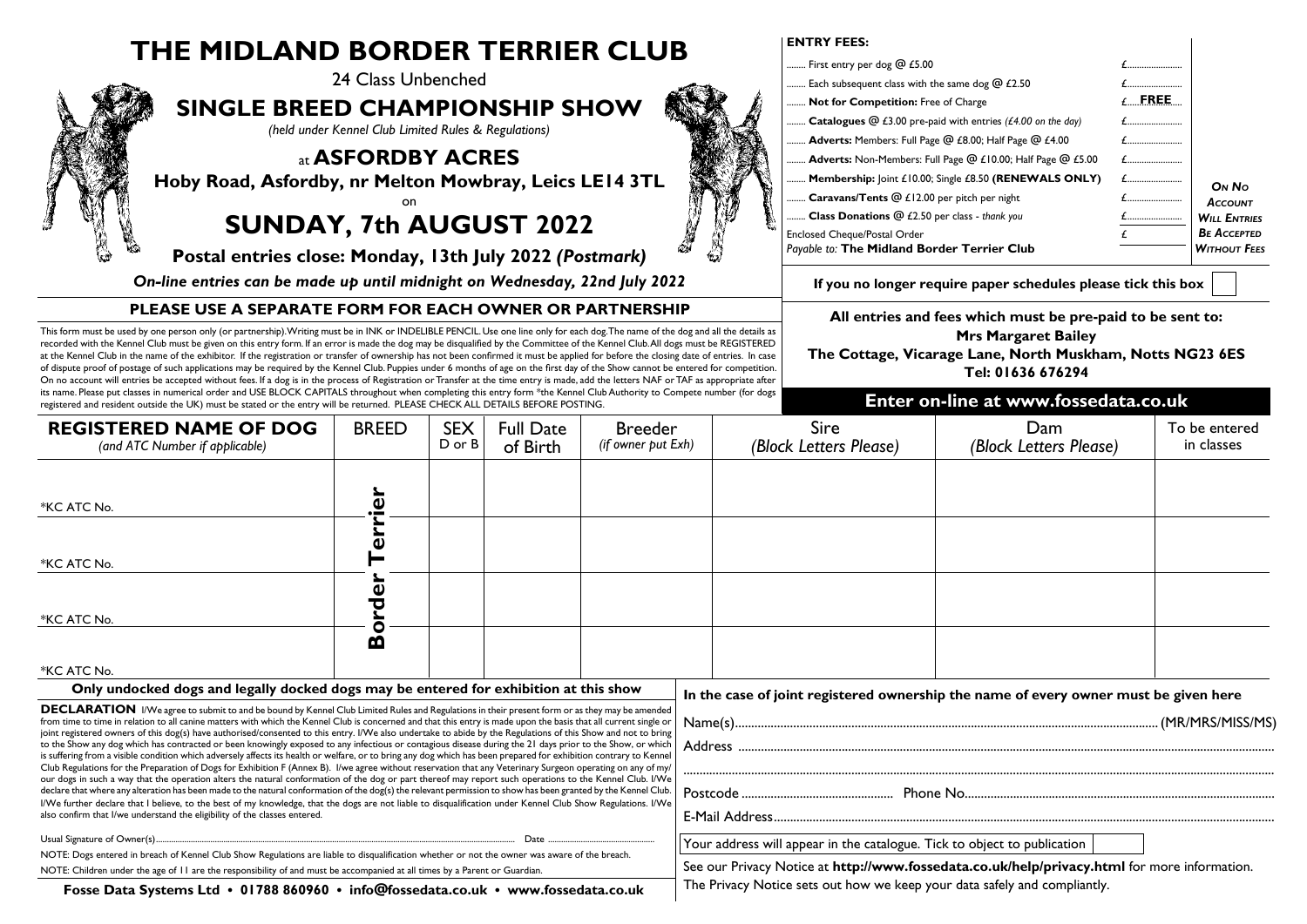# THE MIDLAND BORDER TERRIER CLUB

24 Class Unbenched

## SINGLE BREED CHAMPIONSHIP SHOW

*(held under Kennel Club Limited Rules & Regulations)*

at **ASFORDBY ACRES**

**Hoby Road, Asfordby, nr Melton Mowbray, Leics LE14 3TL**

on

## SUNDAY, 7th AUGUST 2022

**Postal entries close: Monday, 13th July 2022 *(Postmark)***

***On-line entries can be made up until midnight on Wednesday, 22nd July 2022***

**ENTRY FEES:**

| | | |
|---|---|---|
| ........ First entry per dog @ £5.00 | £...................... | |
| ........ Each subsequent class with the same dog @ £2.50 | £...................... | |
| ........ **Not for Competition:** Free of Charge | £.....**FREE**..... | |
| ........ **Catalogues** @ £3.00 pre-paid with entries *(£4.00 on the day)* | £...................... | |
| ........ **Adverts:** Members: Full Page @ £8.00; Half Page @ £4.00 | £...................... | |
| ........ **Adverts:** Non-Members: Full Page @ £10.00; Half Page @ £5.00 | £...................... | |
| ........ **Membership:** Joint £10.00; Single £8.50 **(RENEWALS ONLY)** | £...................... | *On No Account Will Entries Be Accepted Without Fees* |
| ........ **Caravans/Tents** @ £12.00 per pitch per night | £...................... | |
| ........ **Class Donations** @ £2.50 per class - *thank you* | £...................... | |
| Enclosed Cheque/Postal Order *Payable to:* **The Midland Border Terrier Club** | £ | |

**If you no longer require paper schedules please tick this box** ☐

### PLEASE USE A SEPARATE FORM FOR EACH OWNER OR PARTNERSHIP

This form must be used by one person only (or partnership). Writing must be in INK or INDELIBLE PENCIL. Use one line only for each dog. The name of the dog and all the details as recorded with the Kennel Club must be given on this entry form. If an error is made the dog may be disqualified by the Committee of the Kennel Club. All dogs must be REGISTERED at the Kennel Club in the name of the exhibitor. If the registration or transfer of ownership has not been confirmed it must be applied for before the closing date of entries. In case of dispute proof of postage of such applications may be required by the Kennel Club. Puppies under 6 months of age on the first day of the Show cannot be entered for competition. On no account will entries be accepted without fees. If a dog is in the process of Registration or Transfer at the time entry is made, add the letters NAF or TAF as appropriate after its name. Please put classes in numerical order and USE BLOCK CAPITALS throughout when completing this entry form *the Kennel Club Authority to Compete number (for dogs registered and resident outside the UK) must be stated or the entry will be returned. PLEASE CHECK ALL DETAILS BEFORE POSTING.

**All entries and fees which must be pre-paid to be sent to:**
**Mrs Margaret Bailey**
**The Cottage, Vicarage Lane, North Muskham, Notts NG23 6ES**
**Tel: 01636 676294**

**Enter on-line at www.fossedata.co.uk**

| **REGISTERED NAME OF DOG** *(and ATC Number if applicable)* | BREED | SEX D or B | Full Date of Birth | Breeder *(if owner put Exh)* | Sire *(Block Letters Please)* | Dam *(Block Letters Please)* | To be entered in classes |
|---|---|---|---|---|---|---|---|
| *KC ATC No. | Border Terrier | | | | | | |
| *KC ATC No. | | | | | | | |
| *KC ATC No. | | | | | | | |
| *KC ATC No. | | | | | | | |

**Only undocked dogs and legally docked dogs may be entered for exhibition at this show**

**DECLARATION** I/We agree to submit to and be bound by Kennel Club Limited Rules and Regulations in their present form or as they may be amended from time to time in relation to all canine matters with which the Kennel Club is concerned and that this entry is made upon the basis that all current single or joint registered owners of this dog(s) have authorised/consented to this entry. I/We also undertake to abide by the Regulations of this Show and not to bring to the Show any dog which has contracted or been knowingly exposed to any infectious or contagious disease during the 21 days prior to the Show, or which is suffering from a visible condition which adversely affects its health or welfare, or to bring any dog which has been prepared for exhibition contrary to Kennel Club Regulations for the Preparation of Dogs for Exhibition F (Annex B). I/we agree without reservation that any Veterinary Surgeon operating on any of my/our dogs in such a way that the operation alters the natural conformation of the dog or part thereof may report such operations to the Kennel Club. I/We declare that where any alteration has been made to the natural conformation of the dog(s) the relevant permission to show has been granted by the Kennel Club. I/We further declare that I believe, to the best of my knowledge, that the dogs are not liable to disqualification under Kennel Club Show Regulations. I/We also confirm that I/we understand the eligibility of the classes entered.

Usual Signature of Owner(s)........................................................................................................................ Date ..................................

NOTE: Dogs entered in breach of Kennel Club Show Regulations are liable to disqualification whether or not the owner was aware of the breach.

NOTE: Children under the age of 11 are the responsibility of and must be accompanied at all times by a Parent or Guardian.

**In the case of joint registered ownership the name of every owner must be given here**

Name(s).................................................................................................................(MR/MRS/MISS/MS)

Address ..................................................................................................................................................

..............................................................................................................................................................

Postcode ............................................... Phone No...............................................................................

E-Mail Address........................................................................................................................................

Your address will appear in the catalogue. Tick to object to publication ☐

See our Privacy Notice at **http://www.fossedata.co.uk/help/privacy.html** for more information.
The Privacy Notice sets out how we keep your data safely and compliantly.

**Fosse Data Systems Ltd • 01788 860960 • info@fossedata.co.uk • www.fossedata.co.uk**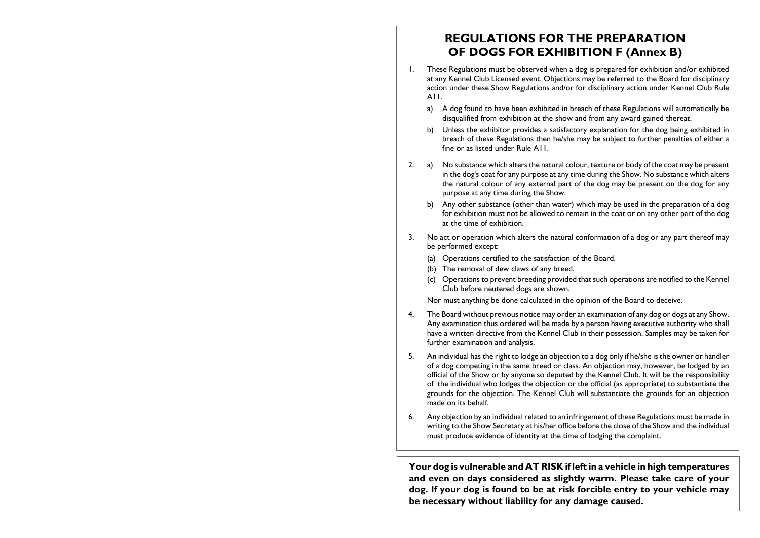# REGULATIONS FOR THE PREPARATION OF DOGS FOR EXHIBITION F (Annex B)

1. These Regulations must be observed when a dog is prepared for exhibition and/or exhibited at any Kennel Club Licensed event. Objections may be referred to the Board for disciplinary action under these Show Regulations and/or for disciplinary action under Kennel Club Rule A11.
   a) A dog found to have been exhibited in breach of these Regulations will automatically be disqualified from exhibition at the show and from any award gained thereat.
   b) Unless the exhibitor provides a satisfactory explanation for the dog being exhibited in breach of these Regulations then he/she may be subject to further penalties of either a fine or as listed under Rule A11.

2. a) No substance which alters the natural colour, texture or body of the coat may be present in the dog's coat for any purpose at any time during the Show. No substance which alters the natural colour of any external part of the dog may be present on the dog for any purpose at any time during the Show.
   b) Any other substance (other than water) which may be used in the preparation of a dog for exhibition must not be allowed to remain in the coat or on any other part of the dog at the time of exhibition.

3. No act or operation which alters the natural conformation of a dog or any part thereof may be performed except:
   (a) Operations certified to the satisfaction of the Board.
   (b) The removal of dew claws of any breed.
   (c) Operations to prevent breeding provided that such operations are notified to the Kennel Club before neutered dogs are shown.

   Nor must anything be done calculated in the opinion of the Board to deceive.

4. The Board without previous notice may order an examination of any dog or dogs at any Show. Any examination thus ordered will be made by a person having executive authority who shall have a written directive from the Kennel Club in their possession. Samples may be taken for further examination and analysis.

5. An individual has the right to lodge an objection to a dog only if he/she is the owner or handler of a dog competing in the same breed or class. An objection may, however, be lodged by an official of the Show or by anyone so deputed by the Kennel Club. It will be the responsibility of the individual who lodges the objection or the official (as appropriate) to substantiate the grounds for the objection. The Kennel Club will substantiate the grounds for an objection made on its behalf.

6. Any objection by an individual related to an infringement of these Regulations must be made in writing to the Show Secretary at his/her office before the close of the Show and the individual must produce evidence of identity at the time of lodging the complaint.

**Your dog is vulnerable and AT RISK if left in a vehicle in high temperatures and even on days considered as slightly warm. Please take care of your dog. If your dog is found to be at risk forcible entry to your vehicle may be necessary without liability for any damage caused.**